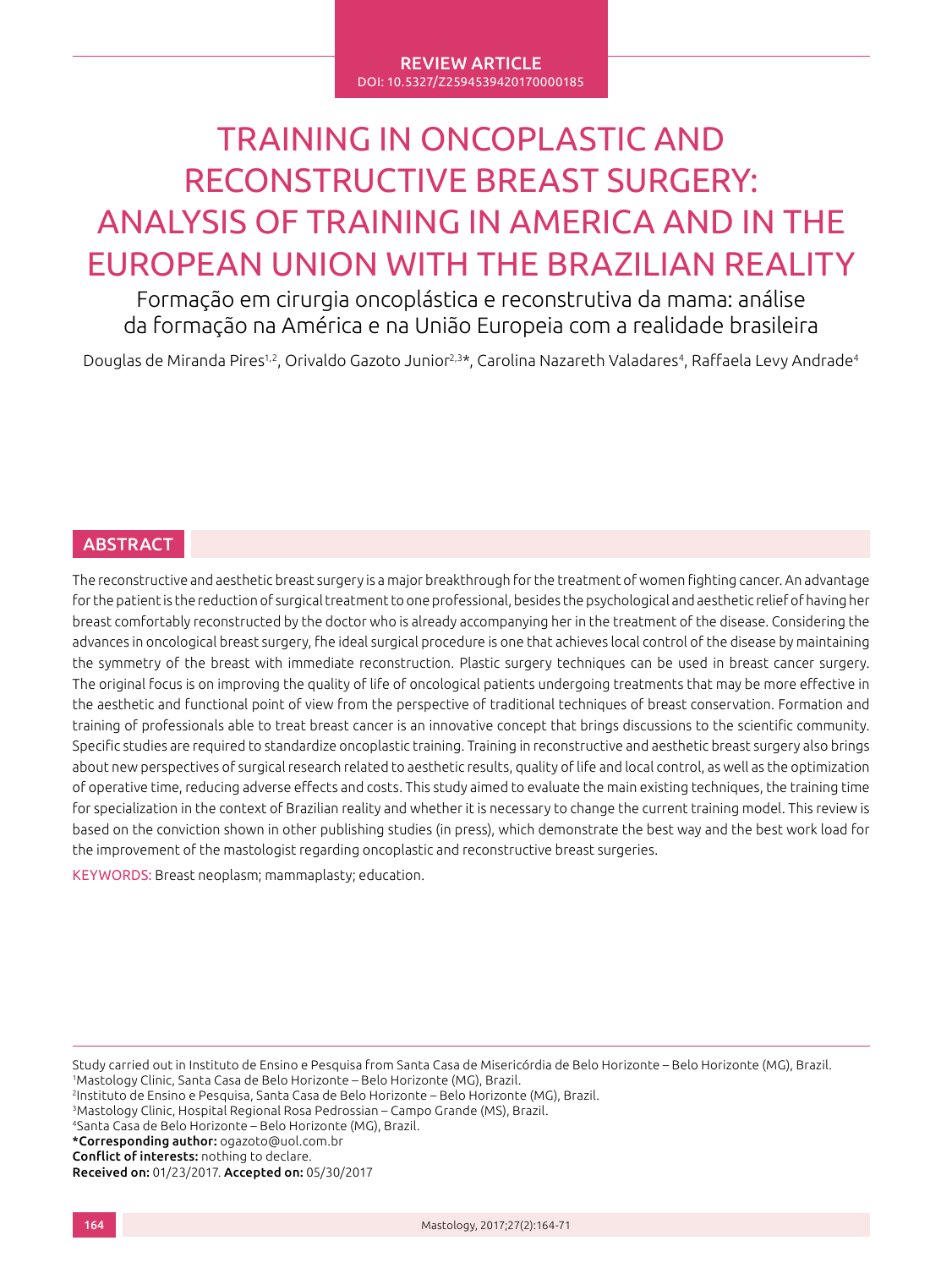**REVIEW ARTICLE**
DOI: 10.5327/Z2594539420170000185

# TRAINING IN ONCOPLASTIC AND RECONSTRUCTIVE BREAST SURGERY: ANALYSIS OF TRAINING IN AMERICA AND IN THE EUROPEAN UNION WITH THE BRAZILIAN REALITY

Formação em cirurgia oncoplástica e reconstrutiva da mama: análise da formação na América e na União Europeia com a realidade brasileira

Douglas de Miranda Pires[1,2], Orivaldo Gazoto Junior[2,3]*, Carolina Nazareth Valadares[4], Raffaela Levy Andrade[4]

## ABSTRACT

The reconstructive and aesthetic breast surgery is a major breakthrough for the treatment of women fighting cancer. An advantage for the patient is the reduction of surgical treatment to one professional, besides the psychological and aesthetic relief of having her breast comfortably reconstructed by the doctor who is already accompanying her in the treatment of the disease. Considering the advances in oncological breast surgery, fhe ideal surgical procedure is one that achieves local control of the disease by maintaining the symmetry of the breast with immediate reconstruction. Plastic surgery techniques can be used in breast cancer surgery. The original focus is on improving the quality of life of oncological patients undergoing treatments that may be more effective in the aesthetic and functional point of view from the perspective of traditional techniques of breast conservation. Formation and training of professionals able to treat breast cancer is an innovative concept that brings discussions to the scientific community. Specific studies are required to standardize oncoplastic training. Training in reconstructive and aesthetic breast surgery also brings about new perspectives of surgical research related to aesthetic results, quality of life and local control, as well as the optimization of operative time, reducing adverse effects and costs. This study aimed to evaluate the main existing techniques, the training time for specialization in the context of Brazilian reality and whether it is necessary to change the current training model. This review is based on the conviction shown in other publishing studies (in press), which demonstrate the best way and the best work load for the improvement of the mastologist regarding oncoplastic and reconstructive breast surgeries.

KEYWORDS: Breast neoplasm; mammaplasty; education.

---

Study carried out in Instituto de Ensino e Pesquisa from Santa Casa de Misericórdia de Belo Horizonte – Belo Horizonte (MG), Brazil.
[1]Mastology Clinic, Santa Casa de Belo Horizonte – Belo Horizonte (MG), Brazil.
[2]Instituto de Ensino e Pesquisa, Santa Casa de Belo Horizonte – Belo Horizonte (MG), Brazil.
[3]Mastology Clinic, Hospital Regional Rosa Pedrossian – Campo Grande (MS), Brazil.
[4]Santa Casa de Belo Horizonte – Belo Horizonte (MG), Brazil.
**\*Corresponding author:** ogazoto@uol.com.br
**Conflict of interests:** nothing to declare.
**Received on:** 01/23/2017. **Accepted on:** 05/30/2017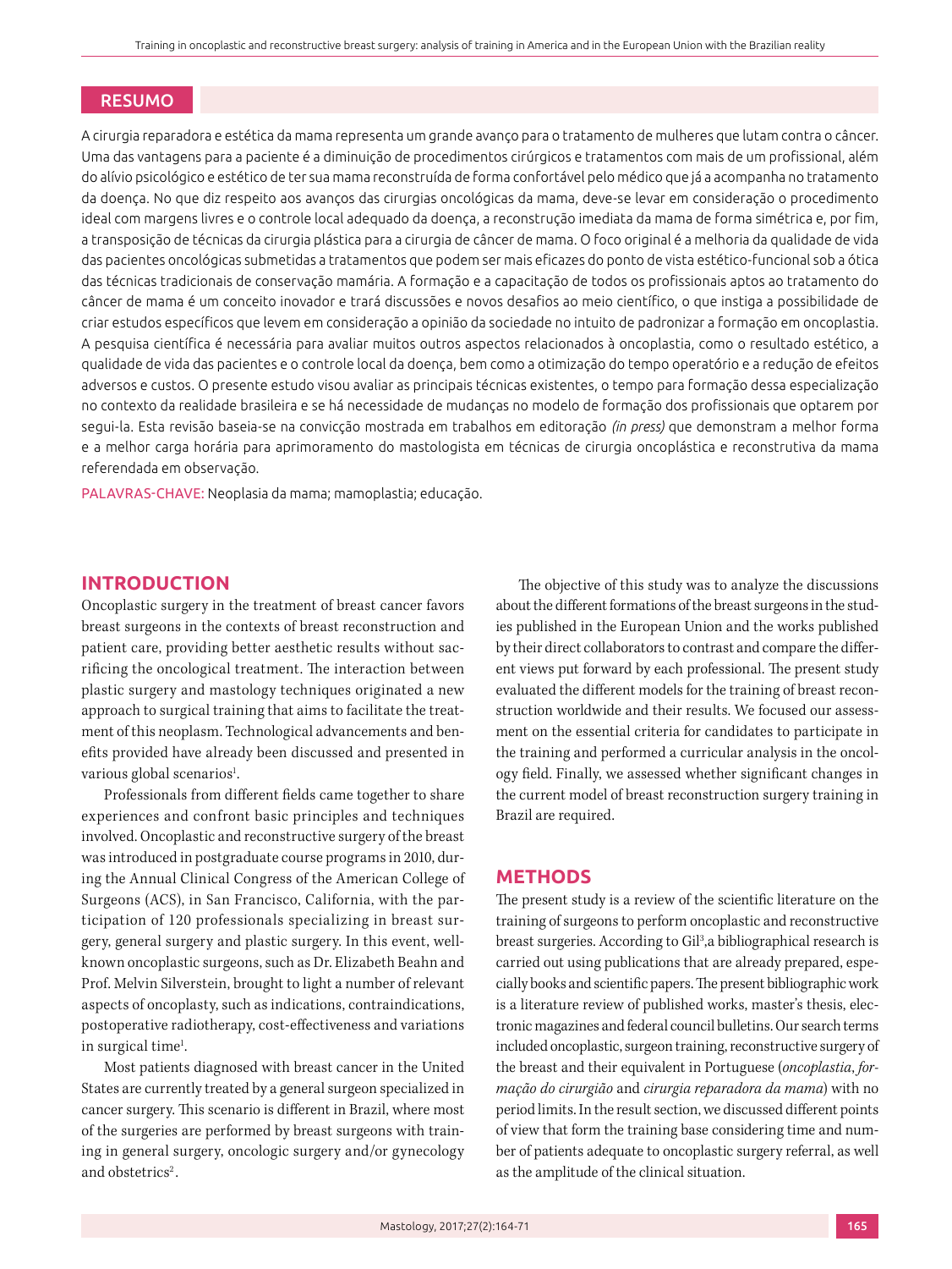## RESUMO

A cirurgia reparadora e estética da mama representa um grande avanço para o tratamento de mulheres que lutam contra o câncer. Uma das vantagens para a paciente é a diminuição de procedimentos cirúrgicos e tratamentos com mais de um profissional, além do alívio psicológico e estético de ter sua mama reconstruída de forma confortável pelo médico que já a acompanha no tratamento da doença. No que diz respeito aos avanços das cirurgias oncológicas da mama, deve-se levar em consideração o procedimento ideal com margens livres e o controle local adequado da doença, a reconstrução imediata da mama de forma simétrica e, por fim, a transposição de técnicas da cirurgia plástica para a cirurgia de câncer de mama. O foco original é a melhoria da qualidade de vida das pacientes oncológicas submetidas a tratamentos que podem ser mais eficazes do ponto de vista estético-funcional sob a ótica das técnicas tradicionais de conservação mamária. A formação e a capacitação de todos os profissionais aptos ao tratamento do câncer de mama é um conceito inovador e trará discussões e novos desafios ao meio científico, o que instiga a possibilidade de criar estudos específicos que levem em consideração a opinião da sociedade no intuito de padronizar a formação em oncoplastia. A pesquisa científica é necessária para avaliar muitos outros aspectos relacionados à oncoplastia, como o resultado estético, a qualidade de vida das pacientes e o controle local da doença, bem como a otimização do tempo operatório e a redução de efeitos adversos e custos. O presente estudo visou avaliar as principais técnicas existentes, o tempo para formação dessa especialização no contexto da realidade brasileira e se há necessidade de mudanças no modelo de formação dos profissionais que optarem por segui-la. Esta revisão baseia-se na convicção mostrada em trabalhos em editoração *(in press)* que demonstram a melhor forma e a melhor carga horária para aprimoramento do mastologista em técnicas de cirurgia oncoplástica e reconstrutiva da mama referendada em observação.

PALAVRAS-CHAVE: Neoplasia da mama; mamoplastia; educação.

## INTRODUCTION

Oncoplastic surgery in the treatment of breast cancer favors breast surgeons in the contexts of breast reconstruction and patient care, providing better aesthetic results without sacrificing the oncological treatment. The interaction between plastic surgery and mastology techniques originated a new approach to surgical training that aims to facilitate the treatment of this neoplasm. Technological advancements and benefits provided have already been discussed and presented in various global scenarios[1].

Professionals from different fields came together to share experiences and confront basic principles and techniques involved. Oncoplastic and reconstructive surgery of the breast was introduced in postgraduate course programs in 2010, during the Annual Clinical Congress of the American College of Surgeons (ACS), in San Francisco, California, with the participation of 120 professionals specializing in breast surgery, general surgery and plastic surgery. In this event, well-known oncoplastic surgeons, such as Dr. Elizabeth Beahn and Prof. Melvin Silverstein, brought to light a number of relevant aspects of oncoplasty, such as indications, contraindications, postoperative radiotherapy, cost-effectiveness and variations in surgical time[1].

Most patients diagnosed with breast cancer in the United States are currently treated by a general surgeon specialized in cancer surgery. This scenario is different in Brazil, where most of the surgeries are performed by breast surgeons with training in general surgery, oncologic surgery and/or gynecology and obstetrics[2].

The objective of this study was to analyze the discussions about the different formations of the breast surgeons in the studies published in the European Union and the works published by their direct collaborators to contrast and compare the different views put forward by each professional. The present study evaluated the different models for the training of breast reconstruction worldwide and their results. We focused our assessment on the essential criteria for candidates to participate in the training and performed a curricular analysis in the oncology field. Finally, we assessed whether significant changes in the current model of breast reconstruction surgery training in Brazil are required.

## METHODS

The present study is a review of the scientific literature on the training of surgeons to perform oncoplastic and reconstructive breast surgeries. According to Gil[3], a bibliographical research is carried out using publications that are already prepared, especially books and scientific papers. The present bibliographic work is a literature review of published works, master's thesis, electronic magazines and federal council bulletins. Our search terms included oncoplastic, surgeon training, reconstructive surgery of the breast and their equivalent in Portuguese (*oncoplastia*, *formação do cirurgião* and *cirurgia reparadora da mama*) with no period limits. In the result section, we discussed different points of view that form the training base considering time and number of patients adequate to oncoplastic surgery referral, as well as the amplitude of the clinical situation.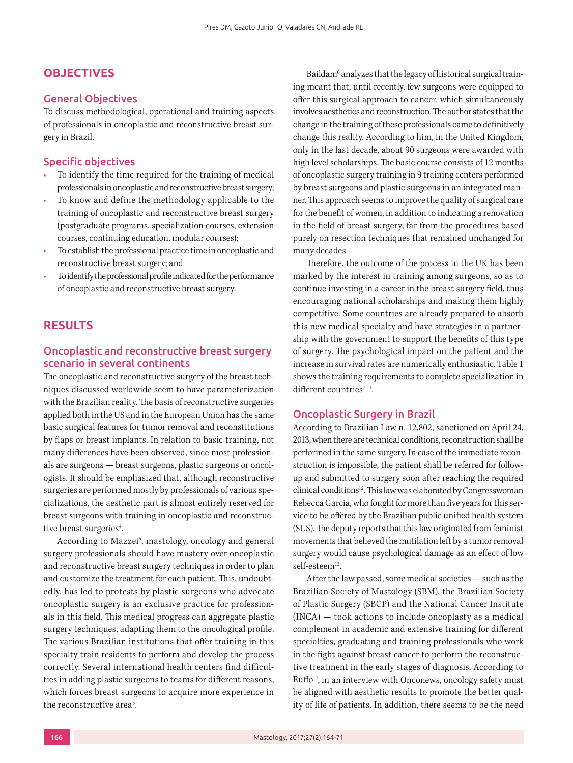## OBJECTIVES

### General Objectives

To discuss methodological, operational and training aspects of professionals in oncoplastic and reconstructive breast surgery in Brazil.

### Specific objectives

- To identify the time required for the training of medical professionals in oncoplastic and reconstructive breast surgery;
- To know and define the methodology applicable to the training of oncoplastic and reconstructive breast surgery (postgraduate programs, specialization courses, extension courses, continuing education, modular courses);
- To establish the professional practice time in oncoplastic and reconstructive breast surgery; and
- To identify the professional profile indicated for the performance of oncoplastic and reconstructive breast surgery.

## RESULTS

### Oncoplastic and reconstructive breast surgery scenario in several continents

The oncoplastic and reconstructive surgery of the breast techniques discussed worldwide seem to have parameterization with the Brazilian reality. The basis of reconstructive surgeries applied both in the US and in the European Union has the same basic surgical features for tumor removal and reconstitutions by flaps or breast implants. In relation to basic training, not many differences have been observed, since most professionals are surgeons — breast surgeons, plastic surgeons or oncologists. It should be emphasized that, although reconstructive surgeries are performed mostly by professionals of various specializations, the aesthetic part is almost entirely reserved for breast surgeons with training in oncoplastic and reconstructive breast surgeries[4].

According to Mazzei[5], mastology, oncology and general surgery professionals should have mastery over oncoplastic and reconstructive breast surgery techniques in order to plan and customize the treatment for each patient. This, undoubtedly, has led to protests by plastic surgeons who advocate oncoplastic surgery is an exclusive practice for professionals in this field. This medical progress can aggregate plastic surgery techniques, adapting them to the oncological profile. The various Brazilian institutions that offer training in this specialty train residents to perform and develop the process correctly. Several international health centers find difficulties in adding plastic surgeons to teams for different reasons, which forces breast surgeons to acquire more experience in the reconstructive area[5].

Baildam[6] analyzes that the legacy of historical surgical training meant that, until recently, few surgeons were equipped to offer this surgical approach to cancer, which simultaneously involves aesthetics and reconstruction. The author states that the change in the training of these professionals came to definitively change this reality. According to him, in the United Kingdom, only in the last decade, about 90 surgeons were awarded with high level scholarships. The basic course consists of 12 months of oncoplastic surgery training in 9 training centers performed by breast surgeons and plastic surgeons in an integrated manner. This approach seems to improve the quality of surgical care for the benefit of women, in addition to indicating a renovation in the field of breast surgery, far from the procedures based purely on resection techniques that remained unchanged for many decades.

Therefore, the outcome of the process in the UK has been marked by the interest in training among surgeons, so as to continue investing in a career in the breast surgery field, thus encouraging national scholarships and making them highly competitive. Some countries are already prepared to absorb this new medical specialty and have strategies in a partnership with the government to support the benefits of this type of surgery. The psychological impact on the patient and the increase in survival rates are numerically enthusiastic. Table 1 shows the training requirements to complete specialization in different countries[7-11].

### Oncoplastic Surgery in Brazil

According to Brazilian Law n. 12,802, sanctioned on April 24, 2013, when there are technical conditions, reconstruction shall be performed in the same surgery. In case of the immediate reconstruction is impossible, the patient shall be referred for follow-up and submitted to surgery soon after reaching the required clinical conditions[12]. This law was elaborated by Congresswoman Rebecca Garcia, who fought for more than five years for this service to be offered by the Brazilian public unified health system (SUS). The deputy reports that this law originated from feminist movements that believed the mutilation left by a tumor removal surgery would cause psychological damage as an effect of low self-esteem[13].

After the law passed, some medical societies — such as the Brazilian Society of Mastology (SBM), the Brazilian Society of Plastic Surgery (SBCP) and the National Cancer Institute (INCA) — took actions to include oncoplasty as a medical complement in academic and extensive training for different specialties, graduating and training professionals who work in the fight against breast cancer to perform the reconstructive treatment in the early stages of diagnosis. According to Ruffo[14], in an interview with Onconews, oncology safety must be aligned with aesthetic results to promote the better quality of life of patients. In addition, there seems to be the need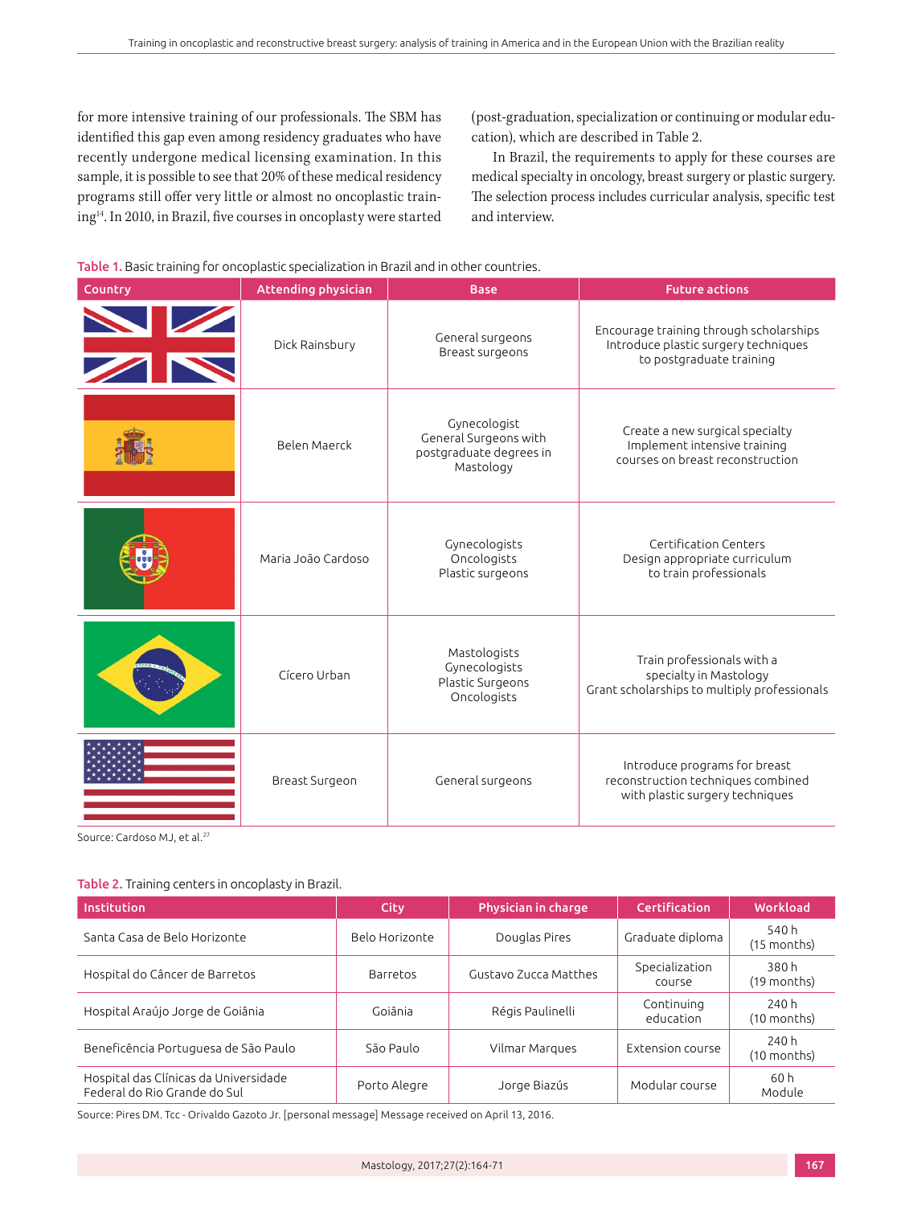for more intensive training of our professionals. The SBM has identified this gap even among residency graduates who have recently undergone medical licensing examination. In this sample, it is possible to see that 20% of these medical residency programs still offer very little or almost no oncoplastic training[14]. In 2010, in Brazil, five courses in oncoplasty were started (post-graduation, specialization or continuing or modular education), which are described in Table 2.

In Brazil, the requirements to apply for these courses are medical specialty in oncology, breast surgery or plastic surgery. The selection process includes curricular analysis, specific test and interview.

**Table 1.** Basic training for oncoplastic specialization in Brazil and in other countries.

| Country | Attending physician | Base | Future actions |
|---|---|---|---|
| United Kingdom | Dick Rainsbury | General surgeons<br>Breast surgeons | Encourage training through scholarships<br>Introduce plastic surgery techniques to postgraduate training |
| Spain | Belen Maerck | Gynecologist<br>General Surgeons with postgraduate degrees in Mastology | Create a new surgical specialty<br>Implement intensive training courses on breast reconstruction |
| Portugal | Maria João Cardoso | Gynecologists<br>Oncologists<br>Plastic surgeons | Certification Centers<br>Design appropriate curriculum to train professionals |
| Brazil | Cícero Urban | Mastologists<br>Gynecologists<br>Plastic Surgeons<br>Oncologists | Train professionals with a specialty in Mastology<br>Grant scholarships to multiply professionals |
| United States | Breast Surgeon | General surgeons | Introduce programs for breast reconstruction techniques combined with plastic surgery techniques |

Source: Cardoso MJ, et al.[27]

**Table 2.** Training centers in oncoplasty in Brazil.

| Institution | City | Physician in charge | Certification | Workload |
|---|---|---|---|---|
| Santa Casa de Belo Horizonte | Belo Horizonte | Douglas Pires | Graduate diploma | 540 h (15 months) |
| Hospital do Câncer de Barretos | Barretos | Gustavo Zucca Matthes | Specialization course | 380 h (19 months) |
| Hospital Araújo Jorge de Goiânia | Goiânia | Régis Paulinelli | Continuing education | 240 h (10 months) |
| Beneficência Portuguesa de São Paulo | São Paulo | Vilmar Marques | Extension course | 240 h (10 months) |
| Hospital das Clínicas da Universidade Federal do Rio Grande do Sul | Porto Alegre | Jorge Biazús | Modular course | 60 h Module |

Source: Pires DM. Tcc - Orivaldo Gazoto Jr. [personal message] Message received on April 13, 2016.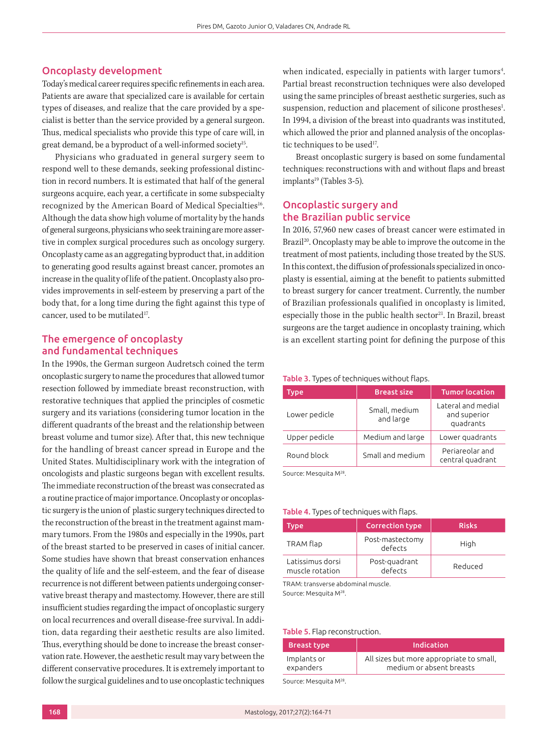## Oncoplasty development

Today's medical career requires specific refinements in each area. Patients are aware that specialized care is available for certain types of diseases, and realize that the care provided by a specialist is better than the service provided by a general surgeon. Thus, medical specialists who provide this type of care will, in great demand, be a byproduct of a well-informed society[15].

Physicians who graduated in general surgery seem to respond well to these demands, seeking professional distinction in record numbers. It is estimated that half of the general surgeons acquire, each year, a certificate in some subspecialty recognized by the American Board of Medical Specialties[16]. Although the data show high volume of mortality by the hands of general surgeons, physicians who seek training are more assertive in complex surgical procedures such as oncology surgery. Oncoplasty came as an aggregating byproduct that, in addition to generating good results against breast cancer, promotes an increase in the quality of life of the patient. Oncoplasty also provides improvements in self-esteem by preserving a part of the body that, for a long time during the fight against this type of cancer, used to be mutilated[17].

## The emergence of oncoplasty and fundamental techniques

In the 1990s, the German surgeon Audretsch coined the term oncoplastic surgery to name the procedures that allowed tumor resection followed by immediate breast reconstruction, with restorative techniques that applied the principles of cosmetic surgery and its variations (considering tumor location in the different quadrants of the breast and the relationship between breast volume and tumor size). After that, this new technique for the handling of breast cancer spread in Europe and the United States. Multidisciplinary work with the integration of oncologists and plastic surgeons began with excellent results. The immediate reconstruction of the breast was consecrated as a routine practice of major importance. Oncoplasty or oncoplastic surgery is the union of plastic surgery techniques directed to the reconstruction of the breast in the treatment against mammary tumors. From the 1980s and especially in the 1990s, part of the breast started to be preserved in cases of initial cancer. Some studies have shown that breast conservation enhances the quality of life and the self-esteem, and the fear of disease recurrence is not different between patients undergoing conservative breast therapy and mastectomy. However, there are still insufficient studies regarding the impact of oncoplastic surgery on local recurrences and overall disease-free survival. In addition, data regarding their aesthetic results are also limited. Thus, everything should be done to increase the breast conservation rate. However, the aesthetic result may vary between the different conservative procedures. It is extremely important to follow the surgical guidelines and to use oncoplastic techniques when indicated, especially in patients with larger tumors[4]. Partial breast reconstruction techniques were also developed using the same principles of breast aesthetic surgeries, such as suspension, reduction and placement of silicone prostheses[1]. In 1994, a division of the breast into quadrants was instituted, which allowed the prior and planned analysis of the oncoplastic techniques to be used[17].

Breast oncoplastic surgery is based on some fundamental techniques: reconstructions with and without flaps and breast implants[19] (Tables 3-5).

## Oncoplastic surgery and the Brazilian public service

In 2016, 57,960 new cases of breast cancer were estimated in Brazil[20]. Oncoplasty may be able to improve the outcome in the treatment of most patients, including those treated by the SUS. In this context, the diffusion of professionals specialized in oncoplasty is essential, aiming at the benefit to patients submitted to breast surgery for cancer treatment. Currently, the number of Brazilian professionals qualified in oncoplasty is limited, especially those in the public health sector[21]. In Brazil, breast surgeons are the target audience in oncoplasty training, which is an excellent starting point for defining the purpose of this

**Table 3.** Types of techniques without flaps.

| Type | Breast size | Tumor location |
|---|---|---|
| Lower pedicle | Small, medium and large | Lateral and medial and superior quadrants |
| Upper pedicle | Medium and large | Lower quadrants |
| Round block | Small and medium | Periareolar and central quadrant |

Source: Mesquita M[28].

**Table 4.** Types of techniques with flaps.

| Type | Correction type | Risks |
|---|---|---|
| TRAM flap | Post-mastectomy defects | High |
| Latissimus dorsi muscle rotation | Post-quadrant defects | Reduced |

TRAM: transverse abdominal muscle.
Source: Mesquita M[28].

**Table 5.** Flap reconstruction.

| Breast type | Indication |
|---|---|
| Implants or expanders | All sizes but more appropriate to small, medium or absent breasts |

Source: Mesquita M[28].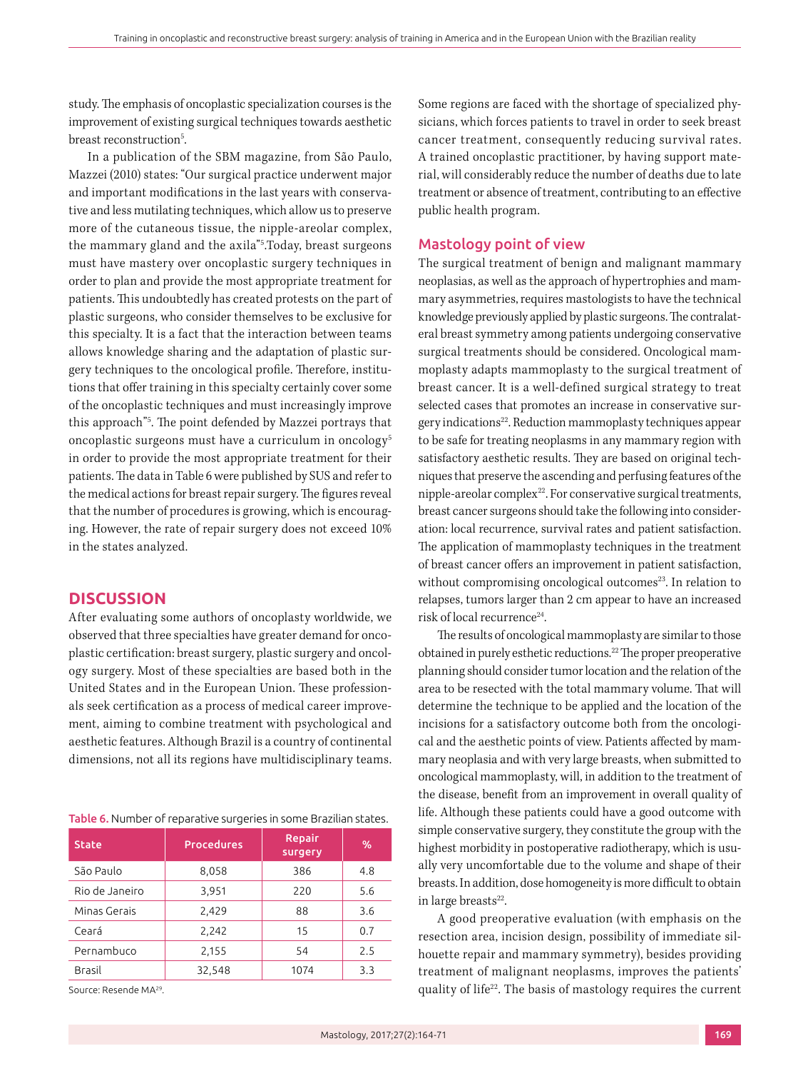study. The emphasis of oncoplastic specialization courses is the improvement of existing surgical techniques towards aesthetic breast reconstruction[5].

In a publication of the SBM magazine, from São Paulo, Mazzei (2010) states: "Our surgical practice underwent major and important modifications in the last years with conservative and less mutilating techniques, which allow us to preserve more of the cutaneous tissue, the nipple-areolar complex, the mammary gland and the axila"[5].Today, breast surgeons must have mastery over oncoplastic surgery techniques in order to plan and provide the most appropriate treatment for patients. This undoubtedly has created protests on the part of plastic surgeons, who consider themselves to be exclusive for this specialty. It is a fact that the interaction between teams allows knowledge sharing and the adaptation of plastic surgery techniques to the oncological profile. Therefore, institutions that offer training in this specialty certainly cover some of the oncoplastic techniques and must increasingly improve this approach"[5]. The point defended by Mazzei portrays that oncoplastic surgeons must have a curriculum in oncology[5] in order to provide the most appropriate treatment for their patients. The data in Table 6 were published by SUS and refer to the medical actions for breast repair surgery. The figures reveal that the number of procedures is growing, which is encouraging. However, the rate of repair surgery does not exceed 10% in the states analyzed.

## DISCUSSION

After evaluating some authors of oncoplasty worldwide, we observed that three specialties have greater demand for oncoplastic certification: breast surgery, plastic surgery and oncology surgery. Most of these specialties are based both in the United States and in the European Union. These professionals seek certification as a process of medical career improvement, aiming to combine treatment with psychological and aesthetic features. Although Brazil is a country of continental dimensions, not all its regions have multidisciplinary teams.

**Table 6.** Number of reparative surgeries in some Brazilian states.

| State | Procedures | Repair surgery | % |
|---|---|---|---|
| São Paulo | 8,058 | 386 | 4.8 |
| Rio de Janeiro | 3,951 | 220 | 5.6 |
| Minas Gerais | 2,429 | 88 | 3.6 |
| Ceará | 2,242 | 15 | 0.7 |
| Pernambuco | 2,155 | 54 | 2.5 |
| Brasil | 32,548 | 1074 | 3.3 |

Source: Resende MA[29].

Some regions are faced with the shortage of specialized physicians, which forces patients to travel in order to seek breast cancer treatment, consequently reducing survival rates. A trained oncoplastic practitioner, by having support material, will considerably reduce the number of deaths due to late treatment or absence of treatment, contributing to an effective public health program.

### Mastology point of view

The surgical treatment of benign and malignant mammary neoplasias, as well as the approach of hypertrophies and mammary asymmetries, requires mastologists to have the technical knowledge previously applied by plastic surgeons. The contralateral breast symmetry among patients undergoing conservative surgical treatments should be considered. Oncological mammoplasty adapts mammoplasty to the surgical treatment of breast cancer. It is a well-defined surgical strategy to treat selected cases that promotes an increase in conservative surgery indications[22]. Reduction mammoplasty techniques appear to be safe for treating neoplasms in any mammary region with satisfactory aesthetic results. They are based on original techniques that preserve the ascending and perfusing features of the nipple-areolar complex[22]. For conservative surgical treatments, breast cancer surgeons should take the following into consideration: local recurrence, survival rates and patient satisfaction. The application of mammoplasty techniques in the treatment of breast cancer offers an improvement in patient satisfaction, without compromising oncological outcomes[23]. In relation to relapses, tumors larger than 2 cm appear to have an increased risk of local recurrence[24].

The results of oncological mammoplasty are similar to those obtained in purely esthetic reductions.[22] The proper preoperative planning should consider tumor location and the relation of the area to be resected with the total mammary volume. That will determine the technique to be applied and the location of the incisions for a satisfactory outcome both from the oncological and the aesthetic points of view. Patients affected by mammary neoplasia and with very large breasts, when submitted to oncological mammoplasty, will, in addition to the treatment of the disease, benefit from an improvement in overall quality of life. Although these patients could have a good outcome with simple conservative surgery, they constitute the group with the highest morbidity in postoperative radiotherapy, which is usually very uncomfortable due to the volume and shape of their breasts. In addition, dose homogeneity is more difficult to obtain in large breasts[22].

A good preoperative evaluation (with emphasis on the resection area, incision design, possibility of immediate silhouette repair and mammary symmetry), besides providing treatment of malignant neoplasms, improves the patients' quality of life[22]. The basis of mastology requires the current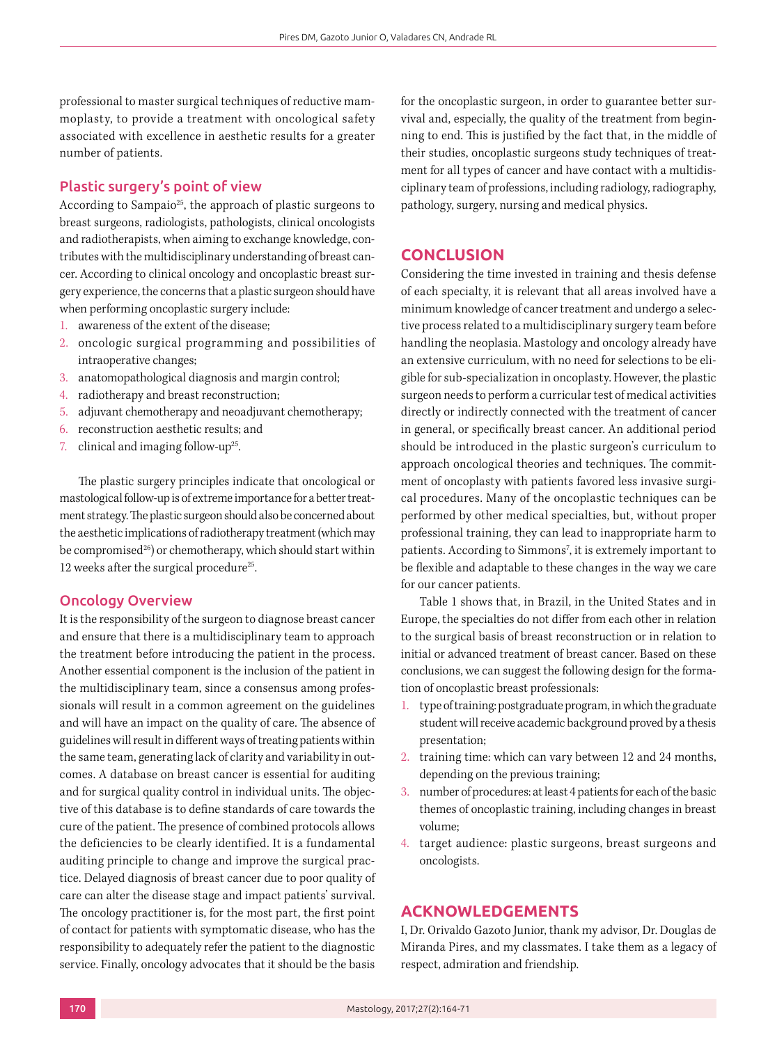professional to master surgical techniques of reductive mammoplasty, to provide a treatment with oncological safety associated with excellence in aesthetic results for a greater number of patients.

### Plastic surgery's point of view

According to Sampaio[25], the approach of plastic surgeons to breast surgeons, radiologists, pathologists, clinical oncologists and radiotherapists, when aiming to exchange knowledge, contributes with the multidisciplinary understanding of breast cancer. According to clinical oncology and oncoplastic breast surgery experience, the concerns that a plastic surgeon should have when performing oncoplastic surgery include:

1. awareness of the extent of the disease;
2. oncologic surgical programming and possibilities of intraoperative changes;
3. anatomopathological diagnosis and margin control;
4. radiotherapy and breast reconstruction;
5. adjuvant chemotherapy and neoadjuvant chemotherapy;
6. reconstruction aesthetic results; and
7. clinical and imaging follow-up[25].

The plastic surgery principles indicate that oncological or mastological follow-up is of extreme importance for a better treatment strategy. The plastic surgeon should also be concerned about the aesthetic implications of radiotherapy treatment (which may be compromised[26]) or chemotherapy, which should start within 12 weeks after the surgical procedure[25].

### Oncology Overview

It is the responsibility of the surgeon to diagnose breast cancer and ensure that there is a multidisciplinary team to approach the treatment before introducing the patient in the process. Another essential component is the inclusion of the patient in the multidisciplinary team, since a consensus among professionals will result in a common agreement on the guidelines and will have an impact on the quality of care. The absence of guidelines will result in different ways of treating patients within the same team, generating lack of clarity and variability in outcomes. A database on breast cancer is essential for auditing and for surgical quality control in individual units. The objective of this database is to define standards of care towards the cure of the patient. The presence of combined protocols allows the deficiencies to be clearly identified. It is a fundamental auditing principle to change and improve the surgical practice. Delayed diagnosis of breast cancer due to poor quality of care can alter the disease stage and impact patients' survival. The oncology practitioner is, for the most part, the first point of contact for patients with symptomatic disease, who has the responsibility to adequately refer the patient to the diagnostic service. Finally, oncology advocates that it should be the basis for the oncoplastic surgeon, in order to guarantee better survival and, especially, the quality of the treatment from beginning to end. This is justified by the fact that, in the middle of their studies, oncoplastic surgeons study techniques of treatment for all types of cancer and have contact with a multidisciplinary team of professions, including radiology, radiography, pathology, surgery, nursing and medical physics.

## CONCLUSION

Considering the time invested in training and thesis defense of each specialty, it is relevant that all areas involved have a minimum knowledge of cancer treatment and undergo a selective process related to a multidisciplinary surgery team before handling the neoplasia. Mastology and oncology already have an extensive curriculum, with no need for selections to be eligible for sub-specialization in oncoplasty. However, the plastic surgeon needs to perform a curricular test of medical activities directly or indirectly connected with the treatment of cancer in general, or specifically breast cancer. An additional period should be introduced in the plastic surgeon's curriculum to approach oncological theories and techniques. The commitment of oncoplasty with patients favored less invasive surgical procedures. Many of the oncoplastic techniques can be performed by other medical specialties, but, without proper professional training, they can lead to inappropriate harm to patients. According to Simmons[7], it is extremely important to be flexible and adaptable to these changes in the way we care for our cancer patients.

Table 1 shows that, in Brazil, in the United States and in Europe, the specialties do not differ from each other in relation to the surgical basis of breast reconstruction or in relation to initial or advanced treatment of breast cancer. Based on these conclusions, we can suggest the following design for the formation of oncoplastic breast professionals:

1. type of training: postgraduate program, in which the graduate student will receive academic background proved by a thesis presentation;
2. training time: which can vary between 12 and 24 months, depending on the previous training;
3. number of procedures: at least 4 patients for each of the basic themes of oncoplastic training, including changes in breast volume;
4. target audience: plastic surgeons, breast surgeons and oncologists.

## ACKNOWLEDGEMENTS

I, Dr. Orivaldo Gazoto Junior, thank my advisor, Dr. Douglas de Miranda Pires, and my classmates. I take them as a legacy of respect, admiration and friendship.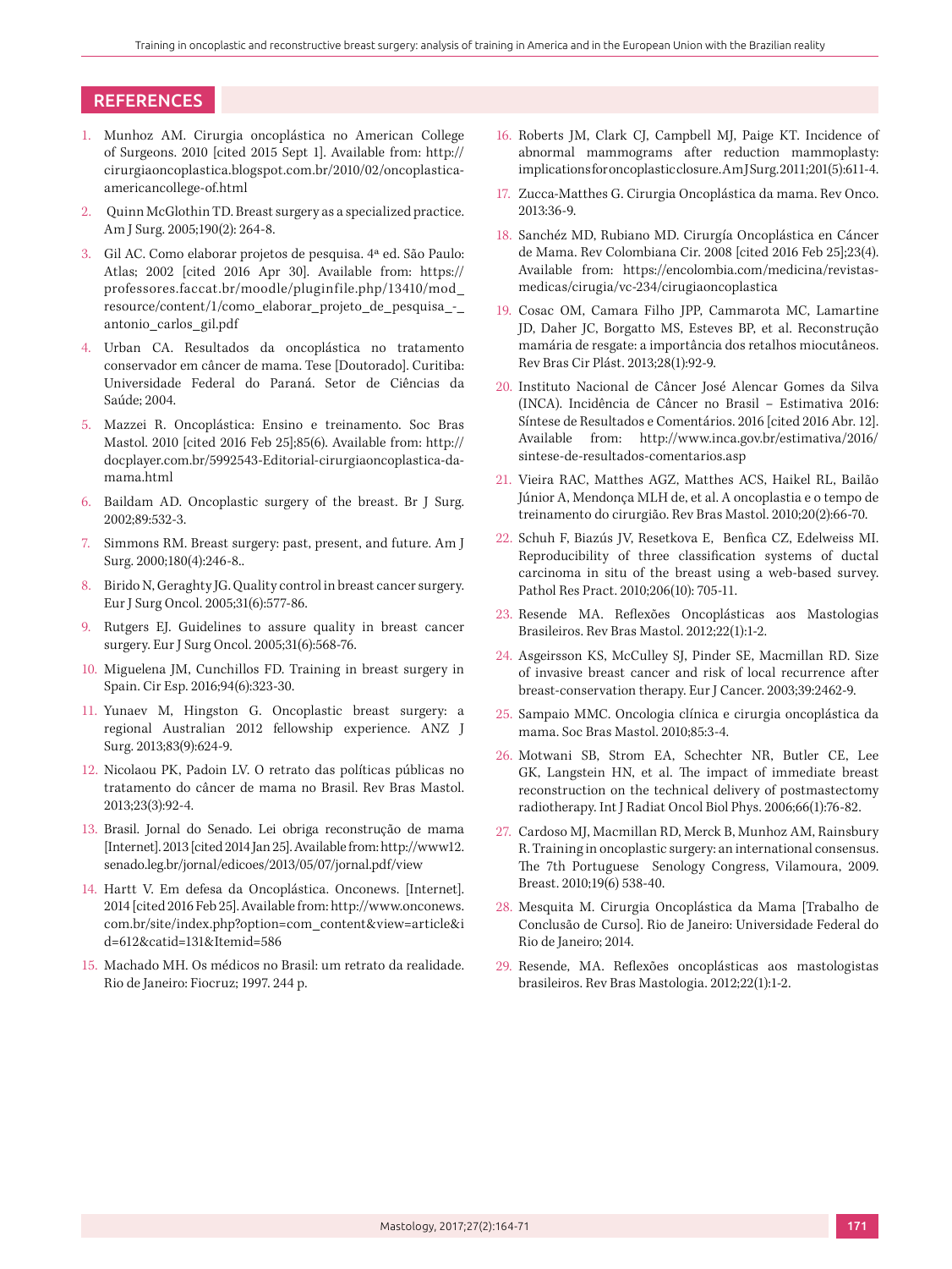## REFERENCES

1. Munhoz AM. Cirurgia oncoplástica no American College of Surgeons. 2010 [cited 2015 Sept 1]. Available from: http://cirurgiaoncoplastica.blogspot.com.br/2010/02/oncoplastica-americancollege-of.html
2. Quinn McGlothin TD. Breast surgery as a specialized practice. Am J Surg. 2005;190(2): 264-8.
3. Gil AC. Como elaborar projetos de pesquisa. 4ª ed. São Paulo: Atlas; 2002 [cited 2016 Apr 30]. Available from: https://professores.faccat.br/moodle/pluginfile.php/13410/mod_resource/content/1/como_elaborar_projeto_de_pesquisa_-_antonio_carlos_gil.pdf
4. Urban CA. Resultados da oncoplástica no tratamento conservador em câncer de mama. Tese [Doutorado]. Curitiba: Universidade Federal do Paraná. Setor de Ciências da Saúde; 2004.
5. Mazzei R. Oncoplástica: Ensino e treinamento. Soc Bras Mastol. 2010 [cited 2016 Feb 25];85(6). Available from: http://docplayer.com.br/5992543-Editorial-cirurgiaoncoplastica-da-mama.html
6. Baildam AD. Oncoplastic surgery of the breast. Br J Surg. 2002;89:532-3.
7. Simmons RM. Breast surgery: past, present, and future. Am J Surg. 2000;180(4):246-8..
8. Birido N, Geraghty JG. Quality control in breast cancer surgery. Eur J Surg Oncol. 2005;31(6):577-86.
9. Rutgers EJ. Guidelines to assure quality in breast cancer surgery. Eur J Surg Oncol. 2005;31(6):568-76.
10. Miguelena JM, Cunchillos FD. Training in breast surgery in Spain. Cir Esp. 2016;94(6):323-30.
11. Yunaev M, Hingston G. Oncoplastic breast surgery: a regional Australian 2012 fellowship experience. ANZ J Surg. 2013;83(9):624-9.
12. Nicolaou PK, Padoin LV. O retrato das políticas públicas no tratamento do câncer de mama no Brasil. Rev Bras Mastol. 2013;23(3):92-4.
13. Brasil. Jornal do Senado. Lei obriga reconstrução de mama [Internet]. 2013 [cited 2014 Jan 25]. Available from: http://www12.senado.leg.br/jornal/edicoes/2013/05/07/jornal.pdf/view
14. Hartt V. Em defesa da Oncoplástica. Onconews. [Internet]. 2014 [cited 2016 Feb 25]. Available from: http://www.onconews.com.br/site/index.php?option=com_content&view=article&id=612&catid=131&Itemid=586
15. Machado MH. Os médicos no Brasil: um retrato da realidade. Rio de Janeiro: Fiocruz; 1997. 244 p.
16. Roberts JM, Clark CJ, Campbell MJ, Paige KT. Incidence of abnormal mammograms after reduction mammoplasty: implications for oncoplastic closure. Am J Surg. 2011;201(5):611-4.
17. Zucca-Matthes G. Cirurgia Oncoplástica da mama. Rev Onco. 2013:36-9.
18. Sanchéz MD, Rubiano MD. Cirurgía Oncoplástica en Cáncer de Mama. Rev Colombiana Cir. 2008 [cited 2016 Feb 25];23(4). Available from: https://encolombia.com/medicina/revistas-medicas/cirugia/vc-234/cirugiaoncoplastica
19. Cosac OM, Camara Filho JPP, Cammarota MC, Lamartine JD, Daher JC, Borgatto MS, Esteves BP, et al. Reconstrução mamária de resgate: a importância dos retalhos miocutâneos. Rev Bras Cir Plást. 2013;28(1):92-9.
20. Instituto Nacional de Câncer José Alencar Gomes da Silva (INCA). Incidência de Câncer no Brasil – Estimativa 2016: Síntese de Resultados e Comentários. 2016 [cited 2016 Abr. 12]. Available from: http://www.inca.gov.br/estimativa/2016/sintese-de-resultados-comentarios.asp
21. Vieira RAC, Matthes AGZ, Matthes ACS, Haikel RL, Bailão Júnior A, Mendonça MLH de, et al. A oncoplastia e o tempo de treinamento do cirurgião. Rev Bras Mastol. 2010;20(2):66-70.
22. Schuh F, Biazús JV, Resetkova E, Benfica CZ, Edelweiss MI. Reproducibility of three classification systems of ductal carcinoma in situ of the breast using a web-based survey. Pathol Res Pract. 2010;206(10): 705-11.
23. Resende MA. Reflexões Oncoplásticas aos Mastologias Brasileiros. Rev Bras Mastol. 2012;22(1):1-2.
24. Asgeirsson KS, McCulley SJ, Pinder SE, Macmillan RD. Size of invasive breast cancer and risk of local recurrence after breast-conservation therapy. Eur J Cancer. 2003;39:2462-9.
25. Sampaio MMC. Oncologia clínica e cirurgia oncoplástica da mama. Soc Bras Mastol. 2010;85:3-4.
26. Motwani SB, Strom EA, Schechter NR, Butler CE, Lee GK, Langstein HN, et al. The impact of immediate breast reconstruction on the technical delivery of postmastectomy radiotherapy. Int J Radiat Oncol Biol Phys. 2006;66(1):76-82.
27. Cardoso MJ, Macmillan RD, Merck B, Munhoz AM, Rainsbury R. Training in oncoplastic surgery: an international consensus. The 7th Portuguese Senology Congress, Vilamoura, 2009. Breast. 2010;19(6) 538-40.
28. Mesquita M. Cirurgia Oncoplástica da Mama [Trabalho de Conclusão de Curso]. Rio de Janeiro: Universidade Federal do Rio de Janeiro; 2014.
29. Resende, MA. Reflexões oncoplásticas aos mastologistas brasileiros. Rev Bras Mastologia. 2012;22(1):1-2.